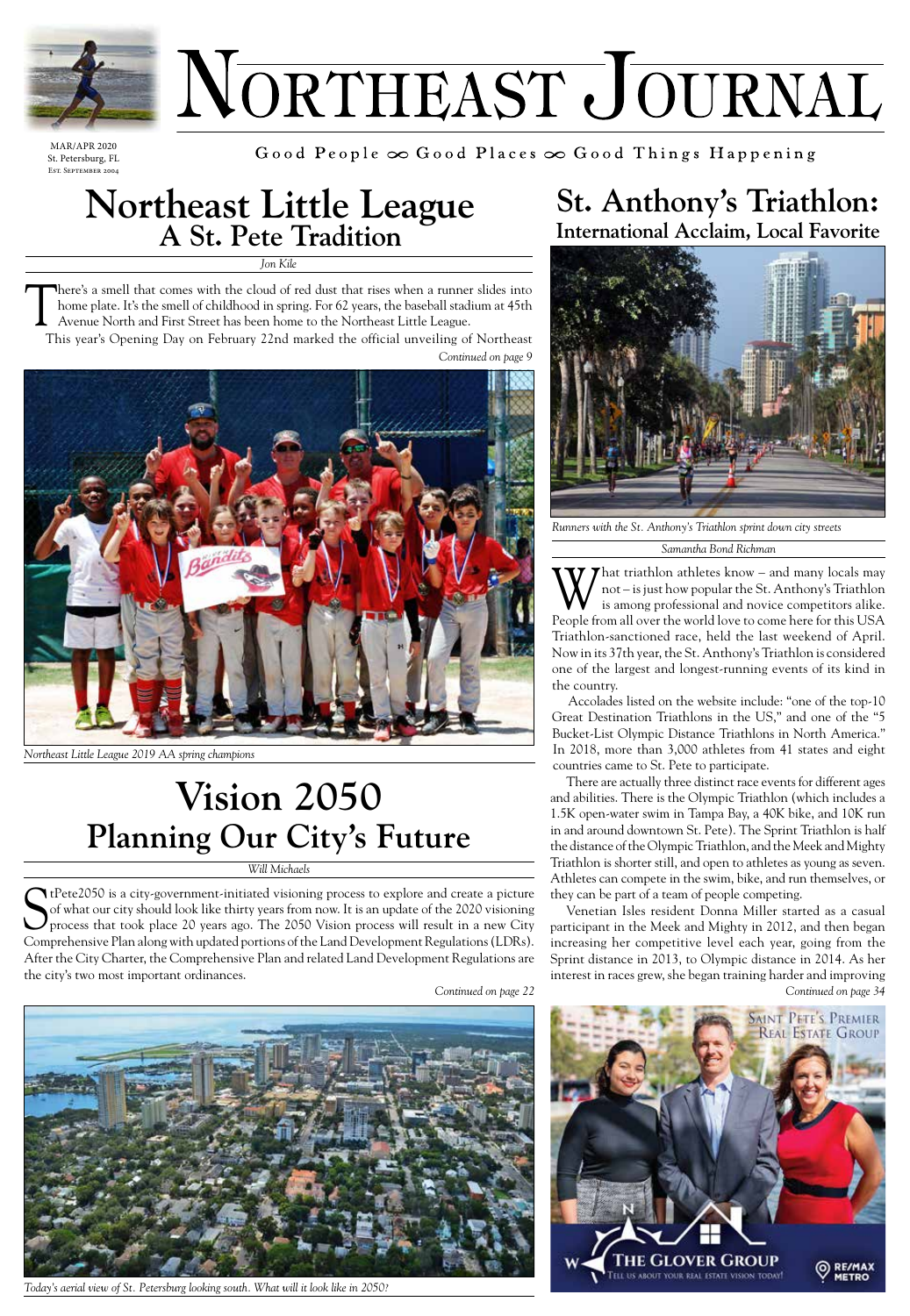# Northeast Journal

MAR/APR 2020
St. Petersburg, FL
Est. September 2004

Good People ∞ Good Places ∞ Good Things Happening

## Northeast Little League
### A St. Pete Tradition

*Jon Kile*

There's a smell that comes with the cloud of red dust that rises when a runner slides into home plate. It's the smell of childhood in spring. For 62 years, the baseball stadium at 45th Avenue North and First Street has been home to the Northeast Little League.

This year's Opening Day on February 22nd marked the official unveiling of Northeast

*Continued on page 9*

*Northeast Little League 2019 AA spring champions*

## Vision 2050
### Planning Our City's Future

*Will Michaels*

StPete2050 is a city-government-initiated visioning process to explore and create a picture of what our city should look like thirty years from now. It is an update of the 2020 visioning process that took place 20 years ago. The 2050 Vision process will result in a new City Comprehensive Plan along with updated portions of the Land Development Regulations (LDRs). After the City Charter, the Comprehensive Plan and related Land Development Regulations are the city's two most important ordinances.

*Continued on page 22*

*Today's aerial view of St. Petersburg looking south. What will it look like in 2050?*

## St. Anthony's Triathlon:
### International Acclaim, Local Favorite

*Runners with the St. Anthony's Triathlon sprint down city streets*

*Samantha Bond Richman*

What triathlon athletes know – and many locals may not – is just how popular the St. Anthony's Triathlon is among professional and novice competitors alike. People from all over the world love to come here for this USA Triathlon-sanctioned race, held the last weekend of April. Now in its 37th year, the St. Anthony's Triathlon is considered one of the largest and longest-running events of its kind in the country.

Accolades listed on the website include: "one of the top-10 Great Destination Triathlons in the US," and one of the "5 Bucket-List Olympic Distance Triathlons in North America." In 2018, more than 3,000 athletes from 41 states and eight countries came to St. Pete to participate.

There are actually three distinct race events for different ages and abilities. There is the Olympic Triathlon (which includes a 1.5K open-water swim in Tampa Bay, a 40K bike, and 10K run in and around downtown St. Pete). The Sprint Triathlon is half the distance of the Olympic Triathlon, and the Meek and Mighty Triathlon is shorter still, and open to athletes as young as seven. Athletes can compete in the swim, bike, and run themselves, or they can be part of a team of people competing.

Venetian Isles resident Donna Miller started as a casual participant in the Meek and Mighty in 2012, and then began increasing her competitive level each year, going from the Sprint distance in 2013, to Olympic distance in 2014. As her interest in races grew, she began training harder and improving

*Continued on page 34*

Saint Pete's Premier Real Estate Group
The Glover Group — Tell us about your real estate vision today!
RE/MAX Metro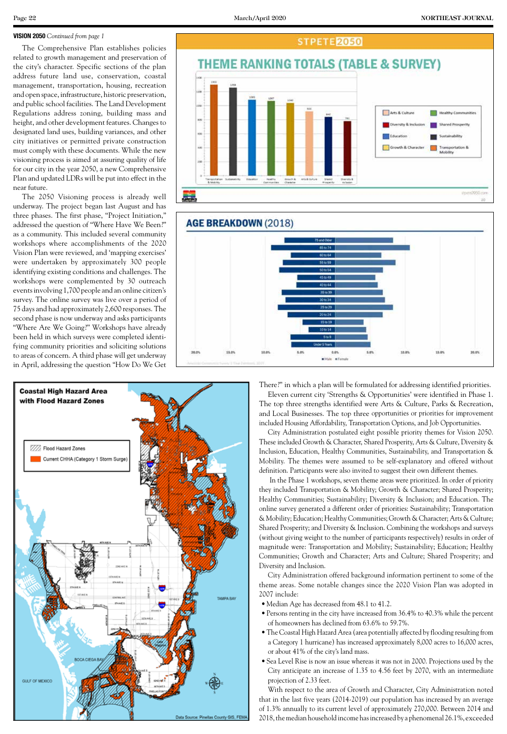**VISION 2050** *Continued from page 1*

The Comprehensive Plan establishes policies related to growth management and preservation of the city's character. Specific sections of the plan address future land use, conservation, coastal management, transportation, housing, recreation and open space, infrastructure, historic preservation, and public school facilities. The Land Development Regulations address zoning, building mass and height, and other development features. Changes to designated land uses, building variances, and other city initiatives or permitted private construction must comply with these documents. While the new visioning process is aimed at assuring quality of life for our city in the year 2050, a new Comprehensive Plan and updated LDRs will be put into effect in the near future.

The 2050 Visioning process is already well underway. The project began last August and has three phases. The first phase, "Project Initiation," addressed the question of "Where Have We Been?" as a community. This included several community workshops where accomplishments of the 2020 Vision Plan were reviewed, and 'mapping exercises' were undertaken by approximately 300 people identifying existing conditions and challenges. The workshops were complemented by 30 outreach events involving 1,700 people and an online citizen's survey. The online survey was live over a period of 75 days and had approximately 2,600 responses. The second phase is now underway and asks participants "Where Are We Going?" Workshops have already been held in which surveys were completed identifying community priorities and soliciting solutions to areas of concern. A third phase will get underway in April, addressing the question "How Do We Get There?" in which a plan will be formulated for addressing identified priorities.

Eleven current city 'Strengths & Opportunities' were identified in Phase 1. The top three strengths identified were Arts & Culture, Parks & Recreation, and Local Businesses. The top three opportunities or priorities for improvement included Housing Affordability, Transportation Options, and Job Opportunities.

City Administration postulated eight possible priority themes for Vision 2050. These included Growth & Character, Shared Prosperity, Arts & Culture, Diversity & Inclusion, Education, Healthy Communities, Sustainability, and Transportation & Mobility. The themes were assumed to be self-explanatory and offered without definition. Participants were also invited to suggest their own different themes.

In the Phase 1 workshops, seven theme areas were prioritized. In order of priority they included Transportation & Mobility; Growth & Character; Shared Prosperity; Healthy Communities; Sustainability; Diversity & Inclusion; and Education. The online survey generated a different order of priorities: Sustainability; Transportation & Mobility; Education; Healthy Communities; Growth & Character; Arts & Culture; Shared Prosperity; and Diversity & Inclusion. Combining the workshops and surveys (without giving weight to the number of participants respectively) results in order of magnitude were: Transportation and Mobility; Sustainability; Education; Healthy Communities; Growth and Character; Arts and Culture; Shared Prosperity; and Diversity and Inclusion.

City Administration offered background information pertinent to some of the theme areas. Some notable changes since the 2020 Vision Plan was adopted in 2007 include:

- Median Age has decreased from 48.1 to 41.2.
- Persons renting in the city have increased from 36.4% to 40.3% while the percent of homeowners has declined from 63.6% to 59.7%.
- The Coastal High Hazard Area (area potentially affected by flooding resulting from a Category 1 hurricane) has increased approximately 8,000 acres to 16,000 acres, or about 41% of the city's land mass.
- Sea Level Rise is now an issue whereas it was not in 2000. Projections used by the City anticipate an increase of 1.35 to 4.56 feet by 2070, with an intermediate projection of 2.33 feet.

With respect to the area of Growth and Character, City Administration noted that in the last five years (2014-2019) our population has increased by an average of 1.3% annually to its current level of approximately 270,000. Between 2014 and 2018, the median household income has increased by a phenomenal 26.1%, exceeded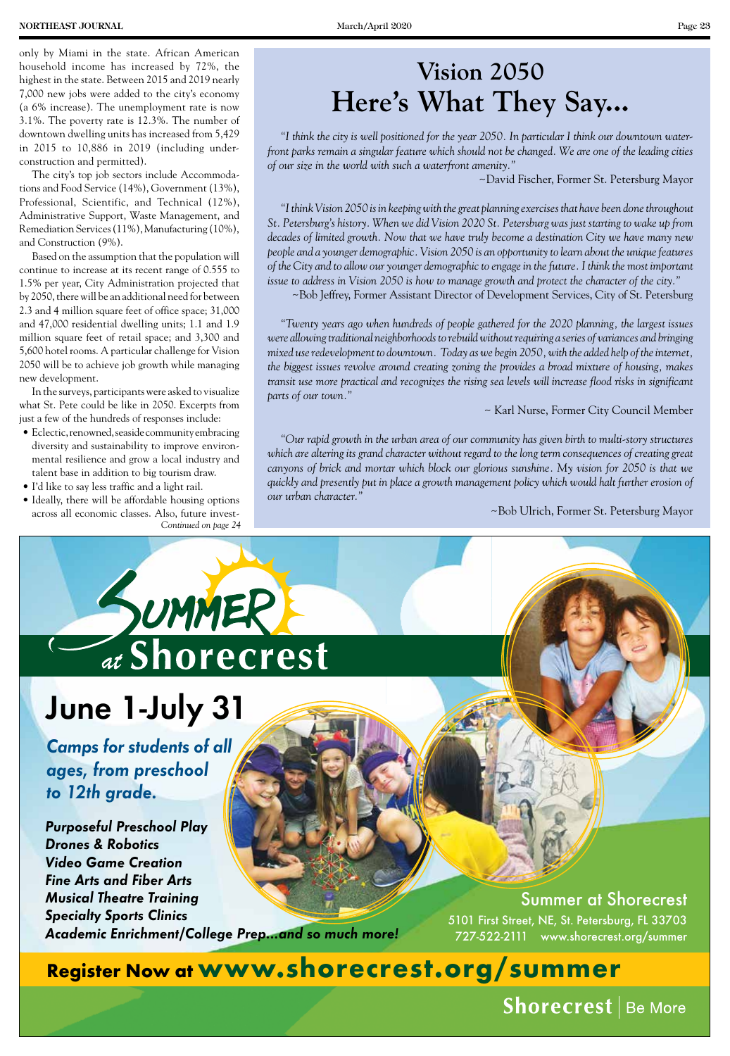only by Miami in the state. African American household income has increased by 72%, the highest in the state. Between 2015 and 2019 nearly 7,000 new jobs were added to the city's economy (a 6% increase). The unemployment rate is now 3.1%. The poverty rate is 12.3%. The number of downtown dwelling units has increased from 5,429 in 2015 to 10,886 in 2019 (including under-construction and permitted).

The city's top job sectors include Accommodations and Food Service (14%), Government (13%), Professional, Scientific, and Technical (12%), Administrative Support, Waste Management, and Remediation Services (11%), Manufacturing (10%), and Construction (9%).

Based on the assumption that the population will continue to increase at its recent range of 0.555 to 1.5% per year, City Administration projected that by 2050, there will be an additional need for between 2.3 and 4 million square feet of office space; 31,000 and 47,000 residential dwelling units; 1.1 and 1.9 million square feet of retail space; and 3,300 and 5,600 hotel rooms. A particular challenge for Vision 2050 will be to achieve job growth while managing new development.

In the surveys, participants were asked to visualize what St. Pete could be like in 2050. Excerpts from just a few of the hundreds of responses include:

- Eclectic, renowned, seaside community embracing diversity and sustainability to improve environmental resilience and grow a local industry and talent base in addition to big tourism draw.
- I'd like to say less traffic and a light rail.
- Ideally, there will be affordable housing options across all economic classes. Also, future invest-

*Continued on page 24*

# Vision 2050 Here's What They Say...

*"I think the city is well positioned for the year 2050. In particular I think our downtown waterfront parks remain a singular feature which should not be changed. We are one of the leading cities of our size in the world with such a waterfront amenity."*

~David Fischer, Former St. Petersburg Mayor

*"I think Vision 2050 is in keeping with the great planning exercises that have been done throughout St. Petersburg's history. When we did Vision 2020 St. Petersburg was just starting to wake up from decades of limited growth. Now that we have truly become a destination City we have many new people and a younger demographic. Vision 2050 is an opportunity to learn about the unique features of the City and to allow our younger demographic to engage in the future. I think the most important issue to address in Vision 2050 is how to manage growth and protect the character of the city."*

~Bob Jeffrey, Former Assistant Director of Development Services, City of St. Petersburg

*"Twenty years ago when hundreds of people gathered for the 2020 planning, the largest issues were allowing traditional neighborhoods to rebuild without requiring a series of variances and bringing mixed use redevelopment to downtown. Today as we begin 2050, with the added help of the internet, the biggest issues revolve around creating zoning the provides a broad mixture of housing, makes transit use more practical and recognizes the rising sea levels will increase flood risks in significant parts of our town."*

~ Karl Nurse, Former City Council Member

*"Our rapid growth in the urban area of our community has given birth to multi-story structures which are altering its grand character without regard to the long term consequences of creating great canyons of brick and mortar which block our glorious sunshine. My vision for 2050 is that we quickly and presently put in place a growth management policy which would halt further erosion of our urban character."*

~Bob Ulrich, Former St. Petersburg Mayor

## Summer at Shorecrest

## June 1-July 31

***Camps for students of all ages, from preschool to 12th grade.***

***Purposeful Preschool Play***
***Drones & Robotics***
***Video Game Creation***
***Fine Arts and Fiber Arts***
***Musical Theatre Training***
***Specialty Sports Clinics***
***Academic Enrichment/College Prep...and so much more!***

Summer at Shorecrest
5101 First Street, NE, St. Petersburg, FL 33703
727-522-2111 www.shorecrest.org/summer

**Register Now at www.shorecrest.org/summer**

**Shorecrest** | Be More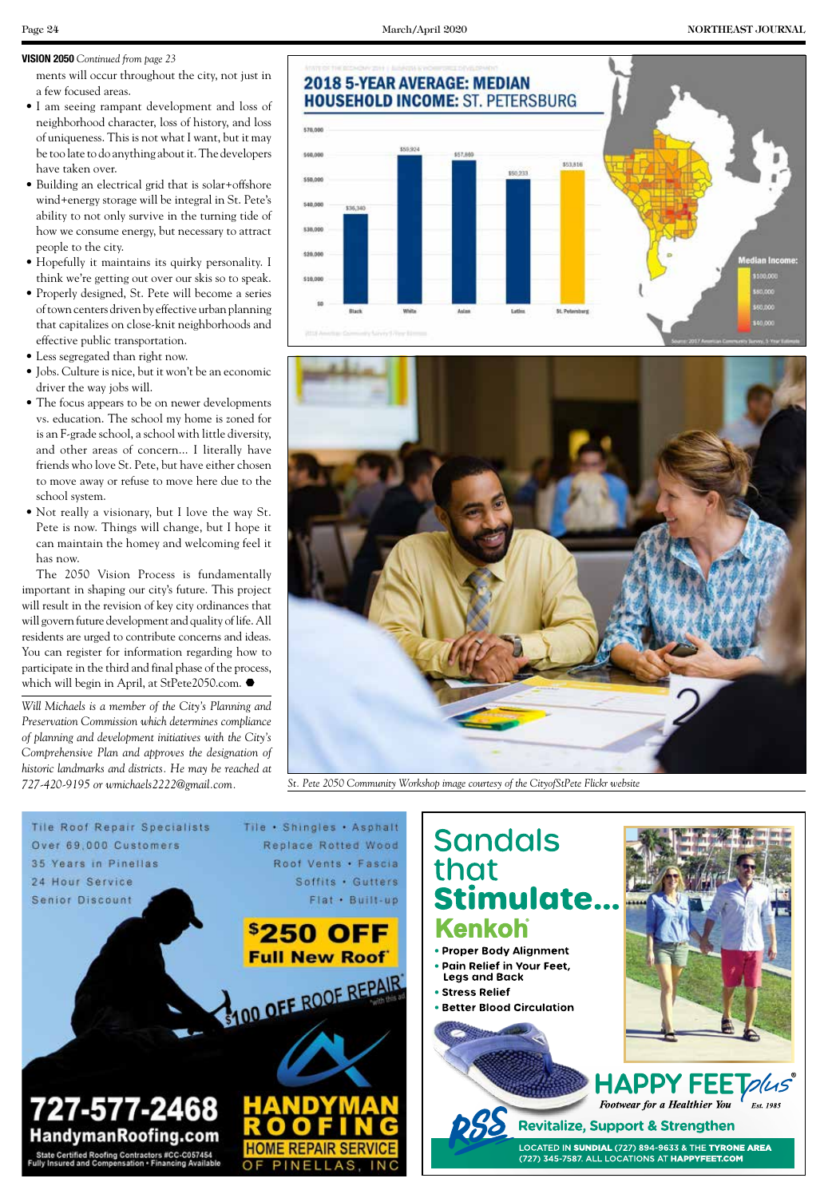**VISION 2050** *Continued from page 23*

ments will occur throughout the city, not just in a few focused areas.

- I am seeing rampant development and loss of neighborhood character, loss of history, and loss of uniqueness. This is not what I want, but it may be too late to do anything about it. The developers have taken over.
- Building an electrical grid that is solar+offshore wind+energy storage will be integral in St. Pete's ability to not only survive in the turning tide of how we consume energy, but necessary to attract people to the city.
- Hopefully it maintains its quirky personality. I think we're getting out over our skis so to speak.
- Properly designed, St. Pete will become a series of town centers driven by effective urban planning that capitalizes on close-knit neighborhoods and effective public transportation.
- Less segregated than right now.
- Jobs. Culture is nice, but it won't be an economic driver the way jobs will.
- The focus appears to be on newer developments vs. education. The school my home is zoned for is an F-grade school, a school with little diversity, and other areas of concern... I literally have friends who love St. Pete, but have either chosen to move away or refuse to move here due to the school system.
- Not really a visionary, but I love the way St. Pete is now. Things will change, but I hope it can maintain the homey and welcoming feel it has now.

The 2050 Vision Process is fundamentally important in shaping our city's future. This project will result in the revision of key city ordinances that will govern future development and quality of life. All residents are urged to contribute concerns and ideas. You can register for information regarding how to participate in the third and final phase of the process, which will begin in April, at StPete2050.com. ●

*Will Michaels is a member of the City's Planning and Preservation Commission which determines compliance of planning and development initiatives with the City's Comprehensive Plan and approves the designation of historic landmarks and districts. He may be reached at 727-420-9195 or wmichaels2222@gmail.com.*

STATE OF THE ECONOMY 2019 | BUSINESS & WORKFORCE DEVELOPMENT

**2018 5-YEAR AVERAGE: MEDIAN HOUSEHOLD INCOME:** ST. PETERSBURG

$70,000
$60,000
$50,000
$40,000
$30,000
$20,000
$10,000
$0

Black $36,340
White $59,924
Asian $57,880
Latinx $50,333
St. Petersburg $53,816

2018 American Community Survey 5-Year Estimates

Median Income:
$100,000
$80,000
$60,000
$40,000

Source: 2017 American Community Survey, 5-Year Estimates

St. Pete 2050 Community Workshop image courtesy of the CityofStPete Flickr website

Tile Roof Repair Specialists
Over 69,000 Customers
35 Years in Pinellas
24 Hour Service
Senior Discount

Tile • Shingles • Asphalt
Replace Rotted Wood
Roof Vents • Fascia
Soffits • Gutters
Flat • Built-up

**$250 OFF Full New Roof***

**$100 OFF ROOF REPAIR***

*with this ad

**727-577-2468**
**HandymanRoofing.com**

State Certified Roofing Contractors #CC-C057454
Fully Insured and Compensation • Financing Available

**HANDYMAN ROOFING**
HOME REPAIR SERVICE
OF PINELLAS, INC

Sandals that **Stimulate...**
**Kenkoh®**

- **Proper Body Alignment**
- **Pain Relief in Your Feet, Legs and Back**
- **Stress Relief**
- **Better Blood Circulation**

**HAPPY FEET** *plus®*
*Footwear for a Healthier You* *Est. 1985*

RSS **Revitalize, Support & Strengthen**

LOCATED IN **SUNDIAL (727) 894-9633** & THE **TYRONE AREA (727) 345-7587.** ALL LOCATIONS AT **HAPPYFEET.COM**